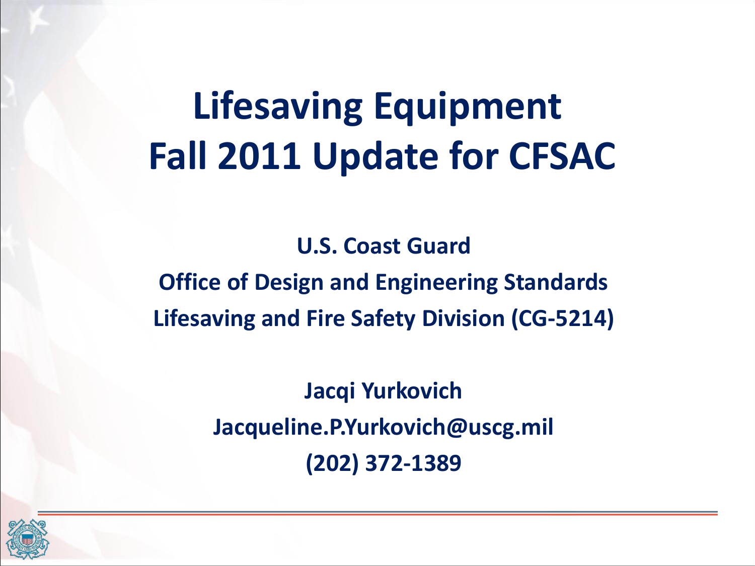# Lifesaving Equipment Fall 2011 Update for CFSAC

**U.S. Coast Guard**

**Office of Design and Engineering Standards**

**Lifesaving and Fire Safety Division (CG-5214)**

**Jacqi Yurkovich**

**Jacqueline.P.Yurkovich@uscg.mil**

**(202) 372-1389**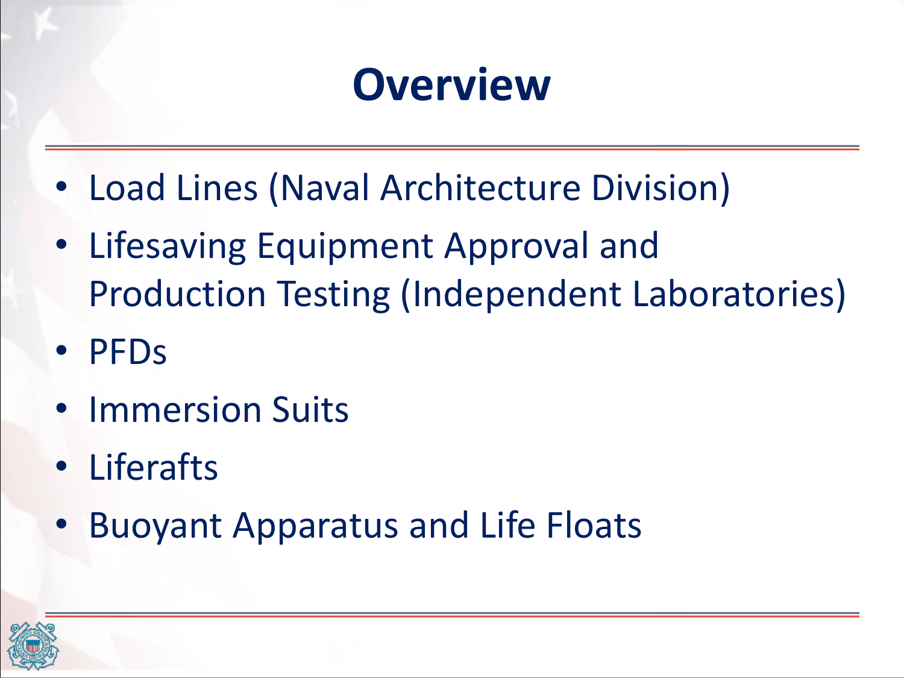# Overview

- Load Lines (Naval Architecture Division)
- Lifesaving Equipment Approval and Production Testing (Independent Laboratories)
- PFDs
- Immersion Suits
- Liferafts
- Buoyant Apparatus and Life Floats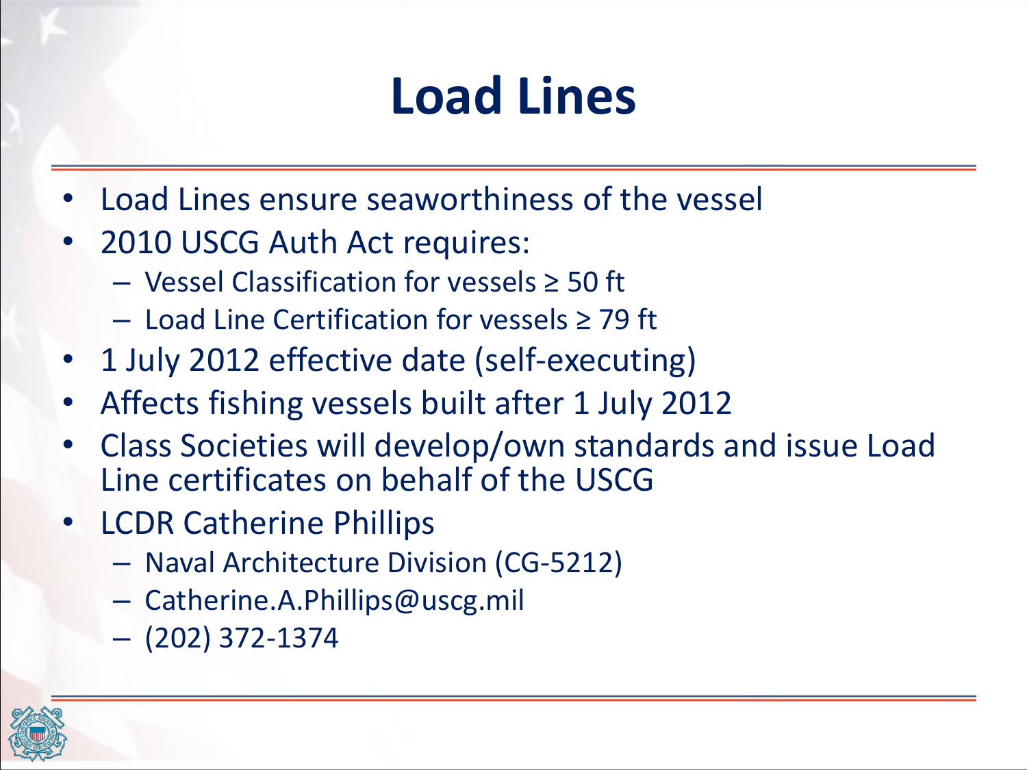# Load Lines

- Load Lines ensure seaworthiness of the vessel
- 2010 USCG Auth Act requires:
  - Vessel Classification for vessels ≥ 50 ft
  - Load Line Certification for vessels ≥ 79 ft
- 1 July 2012 effective date (self-executing)
- Affects fishing vessels built after 1 July 2012
- Class Societies will develop/own standards and issue Load Line certificates on behalf of the USCG
- LCDR Catherine Phillips
  - Naval Architecture Division (CG-5212)
  - Catherine.A.Phillips@uscg.mil
  - (202) 372-1374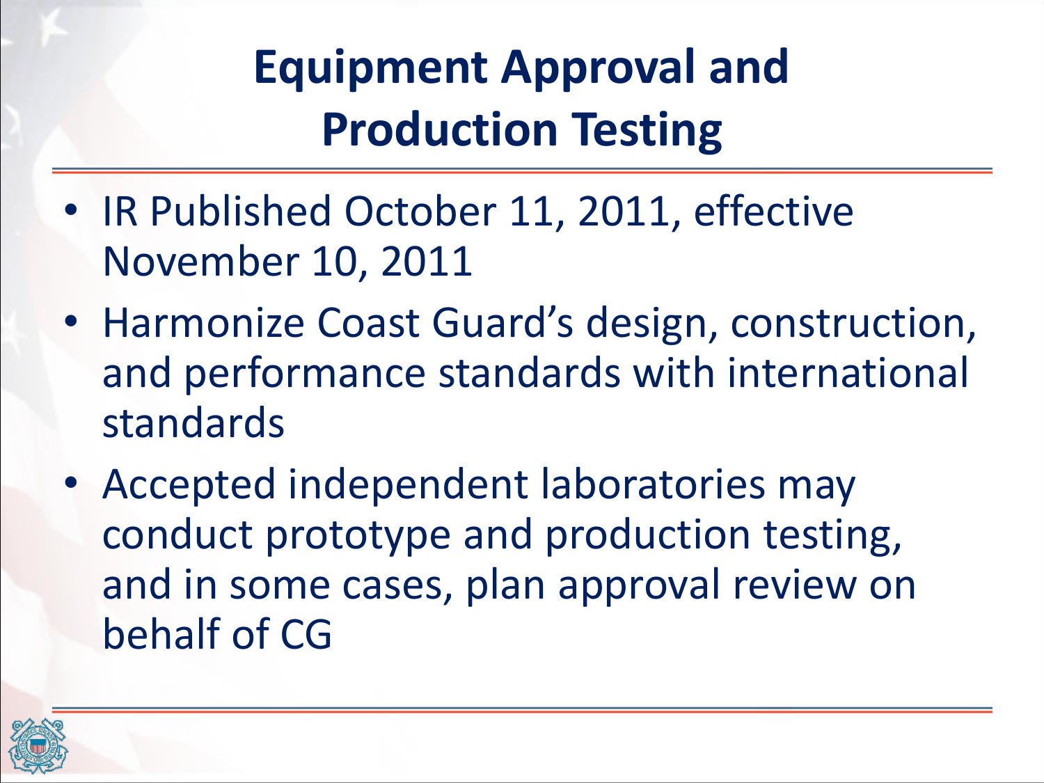# Equipment Approval and Production Testing

- IR Published October 11, 2011, effective November 10, 2011
- Harmonize Coast Guard's design, construction, and performance standards with international standards
- Accepted independent laboratories may conduct prototype and production testing, and in some cases, plan approval review on behalf of CG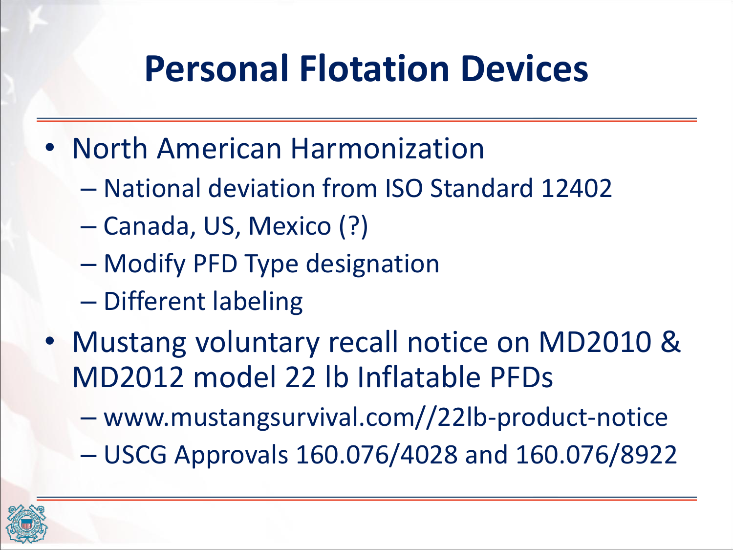# Personal Flotation Devices

- North American Harmonization
  - National deviation from ISO Standard 12402
  - Canada, US, Mexico (?)
  - Modify PFD Type designation
  - Different labeling
- Mustang voluntary recall notice on MD2010 & MD2012 model 22 lb Inflatable PFDs
  - www.mustangsurvival.com//22lb-product-notice
  - USCG Approvals 160.076/4028 and 160.076/8922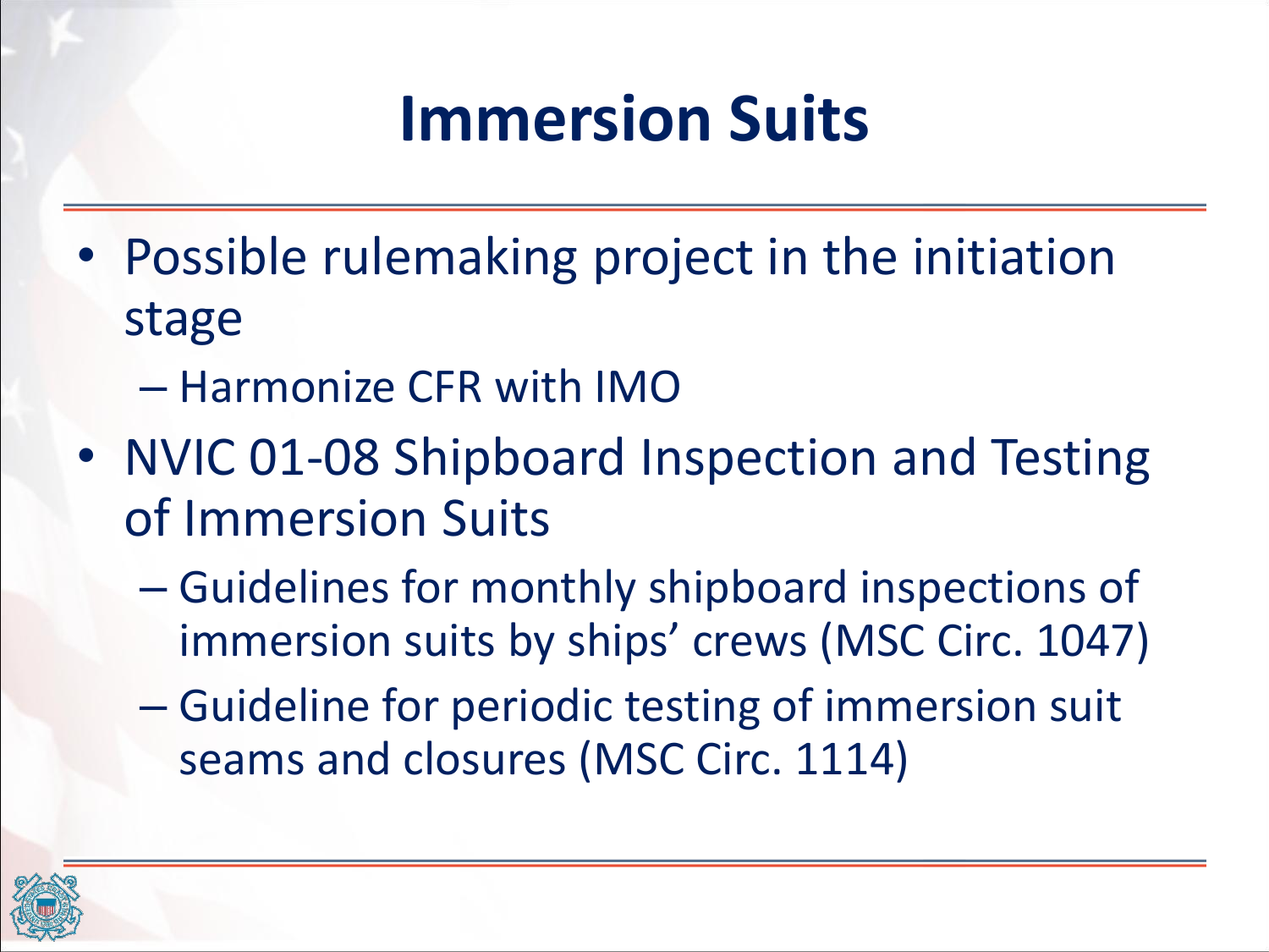# Immersion Suits

- Possible rulemaking project in the initiation stage
  - Harmonize CFR with IMO
- NVIC 01-08 Shipboard Inspection and Testing of Immersion Suits
  - Guidelines for monthly shipboard inspections of immersion suits by ships' crews (MSC Circ. 1047)
  - Guideline for periodic testing of immersion suit seams and closures (MSC Circ. 1114)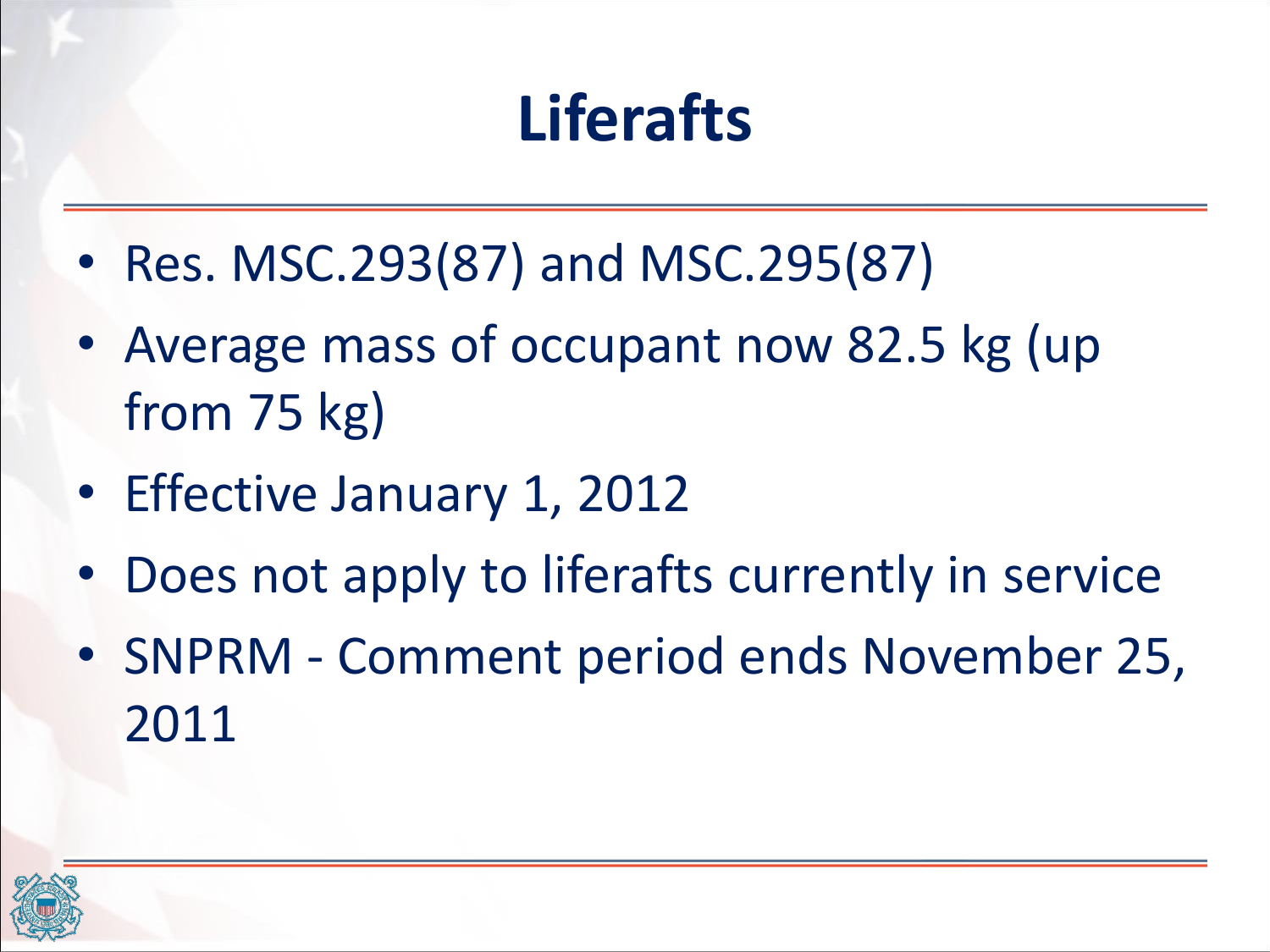# Liferafts

- Res. MSC.293(87) and MSC.295(87)
- Average mass of occupant now 82.5 kg (up from 75 kg)
- Effective January 1, 2012
- Does not apply to liferafts currently in service
- SNPRM - Comment period ends November 25, 2011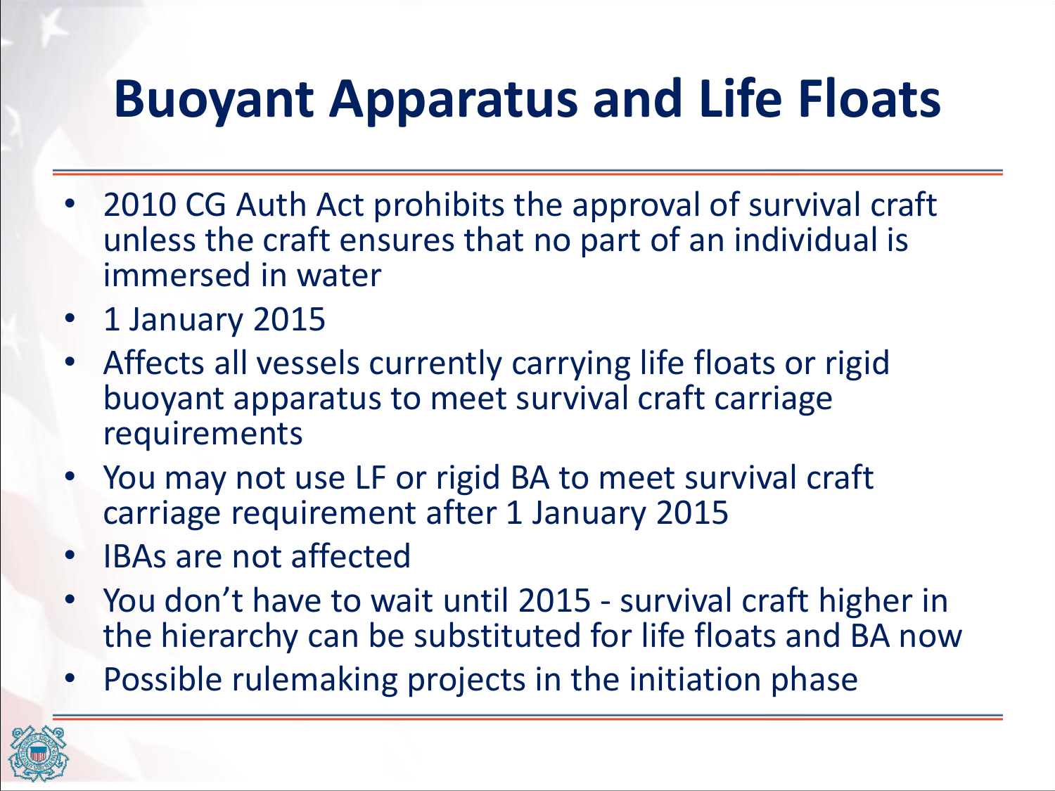# Buoyant Apparatus and Life Floats

- 2010 CG Auth Act prohibits the approval of survival craft unless the craft ensures that no part of an individual is immersed in water
- 1 January 2015
- Affects all vessels currently carrying life floats or rigid buoyant apparatus to meet survival craft carriage requirements
- You may not use LF or rigid BA to meet survival craft carriage requirement after 1 January 2015
- IBAs are not affected
- You don't have to wait until 2015 - survival craft higher in the hierarchy can be substituted for life floats and BA now
- Possible rulemaking projects in the initiation phase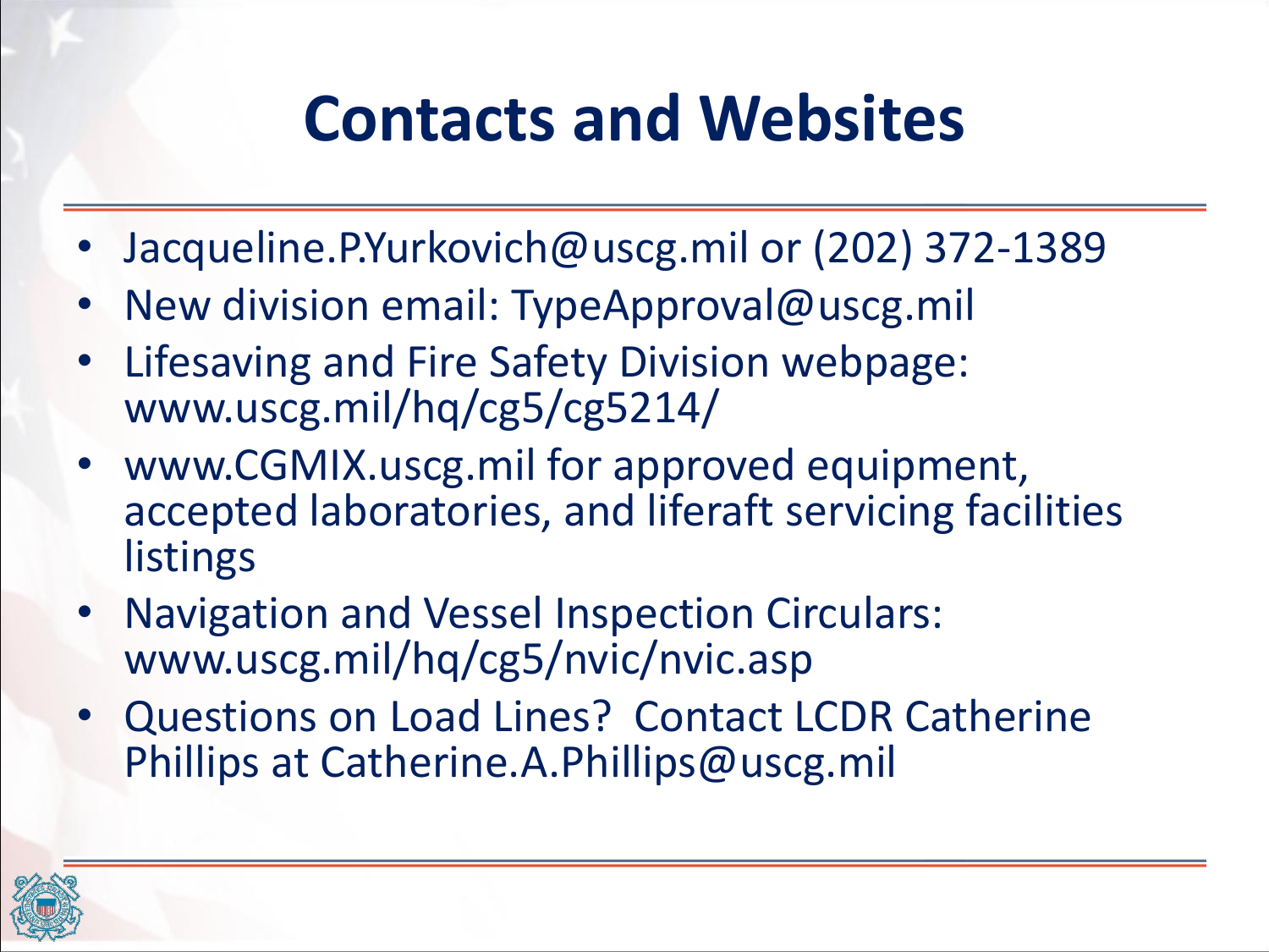# Contacts and Websites

- Jacqueline.P.Yurkovich@uscg.mil or (202) 372-1389
- New division email: TypeApproval@uscg.mil
- Lifesaving and Fire Safety Division webpage: www.uscg.mil/hq/cg5/cg5214/
- www.CGMIX.uscg.mil for approved equipment, accepted laboratories, and liferaft servicing facilities listings
- Navigation and Vessel Inspection Circulars: www.uscg.mil/hq/cg5/nvic/nvic.asp
- Questions on Load Lines? Contact LCDR Catherine Phillips at Catherine.A.Phillips@uscg.mil